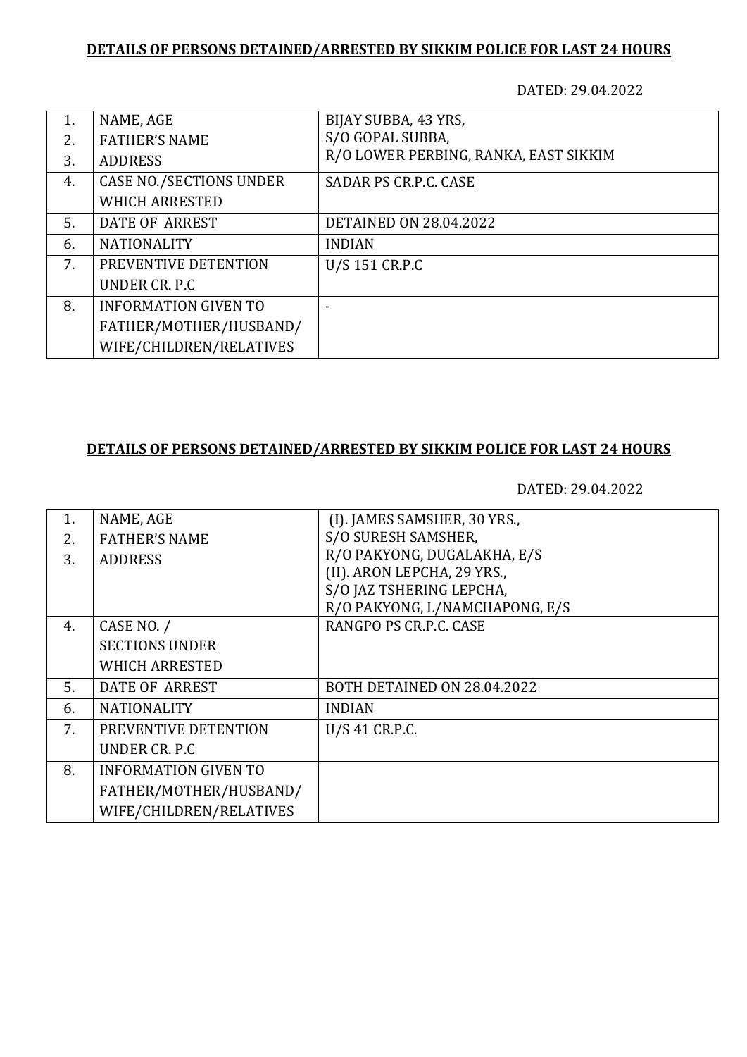**DETAILS OF PERSONS DETAINED/ARRESTED BY SIKKIM POLICE FOR LAST 24 HOURS**

DATED: 29.04.2022

| | | |
|---|---|---|
| 1.<br>2.<br>3. | NAME, AGE<br>FATHER'S NAME<br>ADDRESS | BIJAY SUBBA, 43 YRS,<br>S/O GOPAL SUBBA,<br>R/O LOWER PERBING, RANKA, EAST SIKKIM |
| 4. | CASE NO./SECTIONS UNDER WHICH ARRESTED | SADAR PS CR.P.C. CASE |
| 5. | DATE OF ARREST | DETAINED ON 28.04.2022 |
| 6. | NATIONALITY | INDIAN |
| 7. | PREVENTIVE DETENTION UNDER CR. P.C | U/S 151 CR.P.C |
| 8. | INFORMATION GIVEN TO FATHER/MOTHER/HUSBAND/ WIFE/CHILDREN/RELATIVES | - |

**DETAILS OF PERSONS DETAINED/ARRESTED BY SIKKIM POLICE FOR LAST 24 HOURS**

DATED: 29.04.2022

| | | |
|---|---|---|
| 1.<br>2.<br>3. | NAME, AGE<br>FATHER'S NAME<br>ADDRESS | (I). JAMES SAMSHER, 30 YRS.,<br>S/O SURESH SAMSHER,<br>R/O PAKYONG, DUGALAKHA, E/S<br>(II). ARON LEPCHA, 29 YRS.,<br>S/O JAZ TSHERING LEPCHA,<br>R/O PAKYONG, L/NAMCHAPONG, E/S |
| 4. | CASE NO. / SECTIONS UNDER WHICH ARRESTED | RANGPO PS CR.P.C. CASE |
| 5. | DATE OF ARREST | BOTH DETAINED ON 28.04.2022 |
| 6. | NATIONALITY | INDIAN |
| 7. | PREVENTIVE DETENTION UNDER CR. P.C | U/S 41 CR.P.C. |
| 8. | INFORMATION GIVEN TO FATHER/MOTHER/HUSBAND/ WIFE/CHILDREN/RELATIVES | |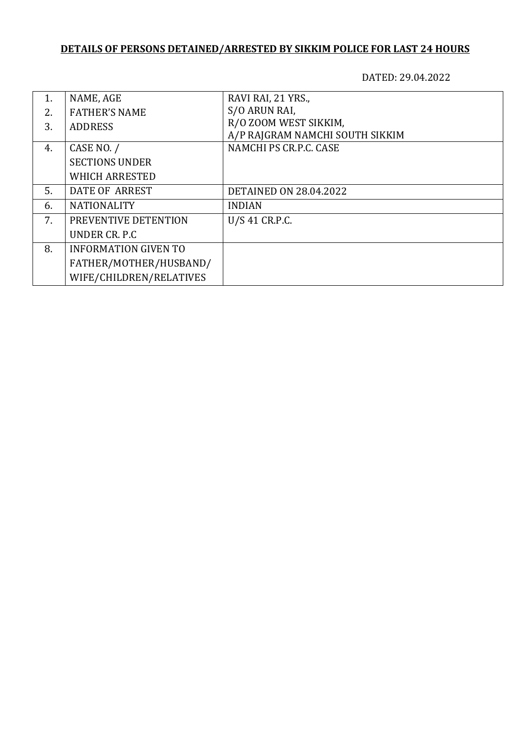**DETAILS OF PERSONS DETAINED/ARRESTED BY SIKKIM POLICE FOR LAST 24 HOURS**

DATED: 29.04.2022

| | | |
|---|---|---|
| 1.<br>2.<br>3. | NAME, AGE<br>FATHER'S NAME<br>ADDRESS | RAVI RAI, 21 YRS.,<br>S/O ARUN RAI,<br>R/O ZOOM WEST SIKKIM,<br>A/P RAJGRAM NAMCHI SOUTH SIKKIM |
| 4. | CASE NO. /<br>SECTIONS UNDER<br>WHICH ARRESTED | NAMCHI PS CR.P.C. CASE |
| 5. | DATE OF ARREST | DETAINED ON 28.04.2022 |
| 6. | NATIONALITY | INDIAN |
| 7. | PREVENTIVE DETENTION<br>UNDER CR. P.C | U/S 41 CR.P.C. |
| 8. | INFORMATION GIVEN TO<br>FATHER/MOTHER/HUSBAND/<br>WIFE/CHILDREN/RELATIVES | |